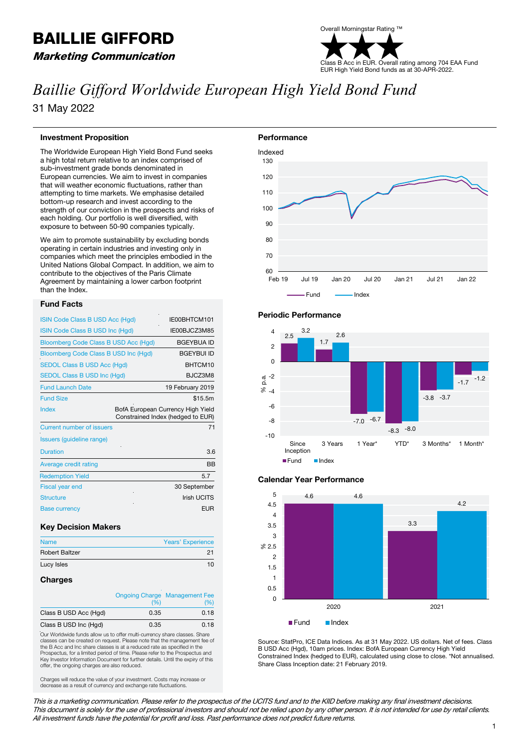# BAILLIE GIFFORD

***Marketing Communication***

Overall Morningstar Rating ™

Class B Acc in EUR. Overall rating among 704 EAA Fund EUR High Yield Bond funds as at 30-APR-2022.

# *Baillie Gifford Worldwide European High Yield Bond Fund*

31 May 2022

### Investment Proposition

The Worldwide European High Yield Bond Fund seeks a high total return relative to an index comprised of sub-investment grade bonds denominated in European currencies. We aim to invest in companies that will weather economic fluctuations, rather than attempting to time markets. We emphasise detailed bottom-up research and invest according to the strength of our conviction in the prospects and risks of each holding. Our portfolio is well diversified, with exposure to between 50-90 companies typically.

We aim to promote sustainability by excluding bonds operating in certain industries and investing only in companies which meet the principles embodied in the United Nations Global Compact. In addition, we aim to contribute to the objectives of the Paris Climate Agreement by maintaining a lower carbon footprint than the Index.

### Fund Facts

| | |
|---|---|
| ISIN Code Class B USD Acc (Hgd) | IE00BHTCM101 |
| ISIN Code Class B USD Inc (Hgd) | IE00BJCZ3M85 |
| Bloomberg Code Class B USD Acc (Hgd) | BGEYBUA ID |
| Bloomberg Code Class B USD Inc (Hgd) | BGEYBUI ID |
| SEDOL Class B USD Acc (Hgd) | BHTCM10 |
| SEDOL Class B USD Inc (Hgd) | BJCZ3M8 |
| Fund Launch Date | 19 February 2019 |
| Fund Size | $15.5m |
| Index | BofA European Currency High Yield Constrained Index (hedged to EUR) |
| Current number of issuers | 71 |
| Issuers (guideline range) | |
| Duration | 3.6 |
| Average credit rating | BB |
| Redemption Yield | 5.7 |
| Fiscal year end | 30 September |
| Structure | Irish UCITS |
| Base currency | EUR |

### Key Decision Makers

| Name | Years' Experience |
|---|---|
| Robert Baltzer | 21 |
| Lucy Isles | 10 |

### Charges

| | Ongoing Charge (%) | Management Fee (%) |
|---|---|---|
| Class B USD Acc (Hgd) | 0.35 | 0.18 |
| Class B USD Inc (Hgd) | 0.35 | 0.18 |

Our Worldwide funds allow us to offer multi-currency share classes. Share classes can be created on request. Please note that the management fee of the B Acc and Inc share classes is at a reduced rate as specified in the Prospectus, for a limited period of time. Please refer to the Prospectus and Key Investor Information Document for further details. Until the expiry of this offer, the ongoing charges are also reduced.

Charges will reduce the value of your investment. Costs may increase or decrease as a result of currency and exchange rate fluctuations.

### Performance

Indexed (Fund vs Index, Feb 19 – Jan 22)

### Periodic Performance

| % p.a. | Since Inception | 3 Years | 1 Year* | YTD* | 3 Months* | 1 Month* |
|---|---|---|---|---|---|---|
| Fund | 2.5 | 1.7 | -7.0 | -8.3 | -3.8 | -1.7 |
| Index | 3.2 | 2.6 | -6.7 | -8.0 | -3.7 | -1.2 |

### Calendar Year Performance

| % | 2020 | 2021 |
|---|---|---|
| Fund | 4.6 | 3.3 |
| Index | 4.6 | 4.2 |

Source: StatPro, ICE Data Indices. As at 31 May 2022. US dollars. Net of fees. Class B USD Acc (Hgd), 10am prices. Index: BofA European Currency High Yield Constrained Index (hedged to EUR), calculated using close to close. *Not annualised. Share Class Inception date: 21 February 2019.

*This is a marketing communication. Please refer to the prospectus of the UCITS fund and to the KIID before making any final investment decisions. This document is solely for the use of professional investors and should not be relied upon by any other person. It is not intended for use by retail clients. All investment funds have the potential for profit and loss. Past performance does not predict future returns.*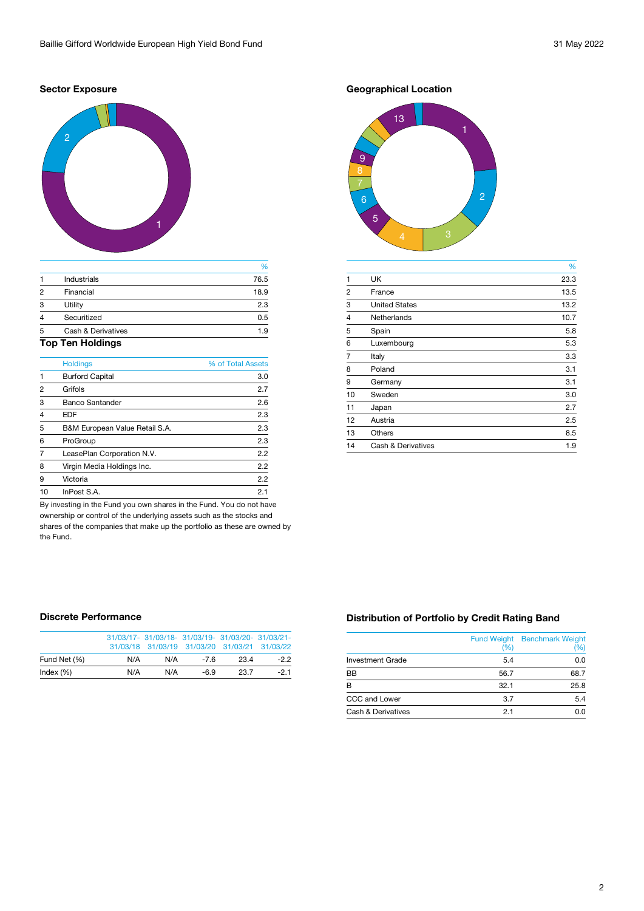## Sector Exposure

| | | % |
|---|---|---|
| 1 | Industrials | 76.5 |
| 2 | Financial | 18.9 |
| 3 | Utility | 2.3 |
| 4 | Securitized | 0.5 |
| 5 | Cash & Derivatives | 1.9 |

## Top Ten Holdings

| | Holdings | % of Total Assets |
|---|---|---|
| 1 | Burford Capital | 3.0 |
| 2 | Grifols | 2.7 |
| 3 | Banco Santander | 2.6 |
| 4 | EDF | 2.3 |
| 5 | B&M European Value Retail S.A. | 2.3 |
| 6 | ProGroup | 2.3 |
| 7 | LeasePlan Corporation N.V. | 2.2 |
| 8 | Virgin Media Holdings Inc. | 2.2 |
| 9 | Victoria | 2.2 |
| 10 | InPost S.A. | 2.1 |

By investing in the Fund you own shares in the Fund. You do not have ownership or control of the underlying assets such as the stocks and shares of the companies that make up the portfolio as these are owned by the Fund.

## Geographical Location

| | | % |
|---|---|---|
| 1 | UK | 23.3 |
| 2 | France | 13.5 |
| 3 | United States | 13.2 |
| 4 | Netherlands | 10.7 |
| 5 | Spain | 5.8 |
| 6 | Luxembourg | 5.3 |
| 7 | Italy | 3.3 |
| 8 | Poland | 3.1 |
| 9 | Germany | 3.1 |
| 10 | Sweden | 3.0 |
| 11 | Japan | 2.7 |
| 12 | Austria | 2.5 |
| 13 | Others | 8.5 |
| 14 | Cash & Derivatives | 1.9 |

## Discrete Performance

| | 31/03/17-31/03/18 | 31/03/18-31/03/19 | 31/03/19-31/03/20 | 31/03/20-31/03/21 | 31/03/21-31/03/22 |
|---|---|---|---|---|---|
| Fund Net (%) | N/A | N/A | -7.6 | 23.4 | -2.2 |
| Index (%) | N/A | N/A | -6.9 | 23.7 | -2.1 |

## Distribution of Portfolio by Credit Rating Band

| | Fund Weight (%) | Benchmark Weight (%) |
|---|---|---|
| Investment Grade | 5.4 | 0.0 |
| BB | 56.7 | 68.7 |
| B | 32.1 | 25.8 |
| CCC and Lower | 3.7 | 5.4 |
| Cash & Derivatives | 2.1 | 0.0 |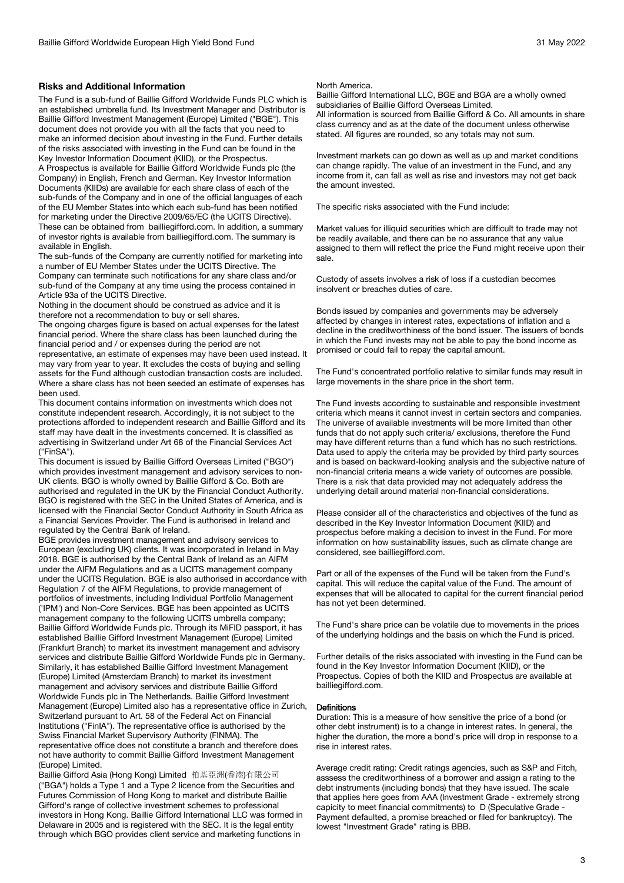## Risks and Additional Information

The Fund is a sub-fund of Baillie Gifford Worldwide Funds PLC which is an established umbrella fund. Its Investment Manager and Distributor is Baillie Gifford Investment Management (Europe) Limited ("BGE"). This document does not provide you with all the facts that you need to make an informed decision about investing in the Fund. Further details of the risks associated with investing in the Fund can be found in the Key Investor Information Document (KIID), or the Prospectus.

A Prospectus is available for Baillie Gifford Worldwide Funds plc (the Company) in English, French and German. Key Investor Information Documents (KIIDs) are available for each share class of each of the sub-funds of the Company and in one of the official languages of each of the EU Member States into which each sub-fund has been notified for marketing under the Directive 2009/65/EC (the UCITS Directive). These can be obtained from bailliegifford.com. In addition, a summary of investor rights is available from bailliegifford.com. The summary is available in English.

The sub-funds of the Company are currently notified for marketing into a number of EU Member States under the UCITS Directive. The Company can terminate such notifications for any share class and/or sub-fund of the Company at any time using the process contained in Article 93a of the UCITS Directive.

Nothing in the document should be construed as advice and it is therefore not a recommendation to buy or sell shares.

The ongoing charges figure is based on actual expenses for the latest financial period. Where the share class has been launched during the financial period and / or expenses during the period are not representative, an estimate of expenses may have been used instead. It may vary from year to year. It excludes the costs of buying and selling assets for the Fund although custodian transaction costs are included. Where a share class has not been seeded an estimate of expenses has been used.

This document contains information on investments which does not constitute independent research. Accordingly, it is not subject to the protections afforded to independent research and Baillie Gifford and its staff may have dealt in the investments concerned. It is classified as advertising in Switzerland under Art 68 of the Financial Services Act ("FinSA").

This document is issued by Baillie Gifford Overseas Limited ("BGO") which provides investment management and advisory services to non-UK clients. BGO is wholly owned by Baillie Gifford & Co. Both are authorised and regulated in the UK by the Financial Conduct Authority. BGO is registered with the SEC in the United States of America, and is licensed with the Financial Sector Conduct Authority in South Africa as a Financial Services Provider. The Fund is authorised in Ireland and regulated by the Central Bank of Ireland.

BGE provides investment management and advisory services to European (excluding UK) clients. It was incorporated in Ireland in May 2018. BGE is authorised by the Central Bank of Ireland as an AIFM under the AIFM Regulations and as a UCITS management company under the UCITS Regulation. BGE is also authorised in accordance with Regulation 7 of the AIFM Regulations, to provide management of portfolios of investments, including Individual Portfolio Management ('IPM') and Non-Core Services. BGE has been appointed as UCITS management company to the following UCITS umbrella company; Baillie Gifford Worldwide Funds plc. Through its MiFID passport, it has established Baillie Gifford Investment Management (Europe) Limited (Frankfurt Branch) to market its investment management and advisory services and distribute Baillie Gifford Worldwide Funds plc in Germany. Similarly, it has established Baillie Gifford Investment Management (Europe) Limited (Amsterdam Branch) to market its investment management and advisory services and distribute Baillie Gifford Worldwide Funds plc in The Netherlands. Baillie Gifford Investment Management (Europe) Limited also has a representative office in Zurich, Switzerland pursuant to Art. 58 of the Federal Act on Financial Institutions ("FinIA"). The representative office is authorised by the Swiss Financial Market Supervisory Authority (FINMA). The representative office does not constitute a branch and therefore does not have authority to commit Baillie Gifford Investment Management (Europe) Limited.

Baillie Gifford Asia (Hong Kong) Limited 柏基亞洲(香港)有限公司 ("BGA") holds a Type 1 and a Type 2 licence from the Securities and Futures Commission of Hong Kong to market and distribute Baillie Gifford's range of collective investment schemes to professional investors in Hong Kong. Baillie Gifford International LLC was formed in Delaware in 2005 and is registered with the SEC. It is the legal entity through which BGO provides client service and marketing functions in North America.

Baillie Gifford International LLC, BGE and BGA are a wholly owned subsidiaries of Baillie Gifford Overseas Limited.

All information is sourced from Baillie Gifford & Co. All amounts in share class currency and as at the date of the document unless otherwise stated. All figures are rounded, so any totals may not sum.

Investment markets can go down as well as up and market conditions can change rapidly. The value of an investment in the Fund, and any income from it, can fall as well as rise and investors may not get back the amount invested.

The specific risks associated with the Fund include:

Market values for illiquid securities which are difficult to trade may not be readily available, and there can be no assurance that any value assigned to them will reflect the price the Fund might receive upon their sale.

Custody of assets involves a risk of loss if a custodian becomes insolvent or breaches duties of care.

Bonds issued by companies and governments may be adversely affected by changes in interest rates, expectations of inflation and a decline in the creditworthiness of the bond issuer. The issuers of bonds in which the Fund invests may not be able to pay the bond income as promised or could fail to repay the capital amount.

The Fund's concentrated portfolio relative to similar funds may result in large movements in the share price in the short term.

The Fund invests according to sustainable and responsible investment criteria which means it cannot invest in certain sectors and companies. The universe of available investments will be more limited than other funds that do not apply such criteria/ exclusions, therefore the Fund may have different returns than a fund which has no such restrictions. Data used to apply the criteria may be provided by third party sources and is based on backward-looking analysis and the subjective nature of non-financial criteria means a wide variety of outcomes are possible. There is a risk that data provided may not adequately address the underlying detail around material non-financial considerations.

Please consider all of the characteristics and objectives of the fund as described in the Key Investor Information Document (KIID) and prospectus before making a decision to invest in the Fund. For more information on how sustainability issues, such as climate change are considered, see bailliegifford.com.

Part or all of the expenses of the Fund will be taken from the Fund's capital. This will reduce the capital value of the Fund. The amount of expenses that will be allocated to capital for the current financial period has not yet been determined.

The Fund's share price can be volatile due to movements in the prices of the underlying holdings and the basis on which the Fund is priced.

Further details of the risks associated with investing in the Fund can be found in the Key Investor Information Document (KIID), or the Prospectus. Copies of both the KIID and Prospectus are available at bailliegifford.com.

### Definitions

Duration: This is a measure of how sensitive the price of a bond (or other debt instrument) is to a change in interest rates. In general, the higher the duration, the more a bond's price will drop in response to a rise in interest rates.

Average credit rating: Credit ratings agencies, such as S&P and Fitch, asssess the creditworthiness of a borrower and assign a rating to the debt instruments (including bonds) that they have issued. The scale that applies here goes from AAA (Investment Grade - extremely strong capicity to meet financial commitments) to D (Speculative Grade - Payment defaulted, a promise breached or filed for bankruptcy). The lowest "Investment Grade" rating is BBB.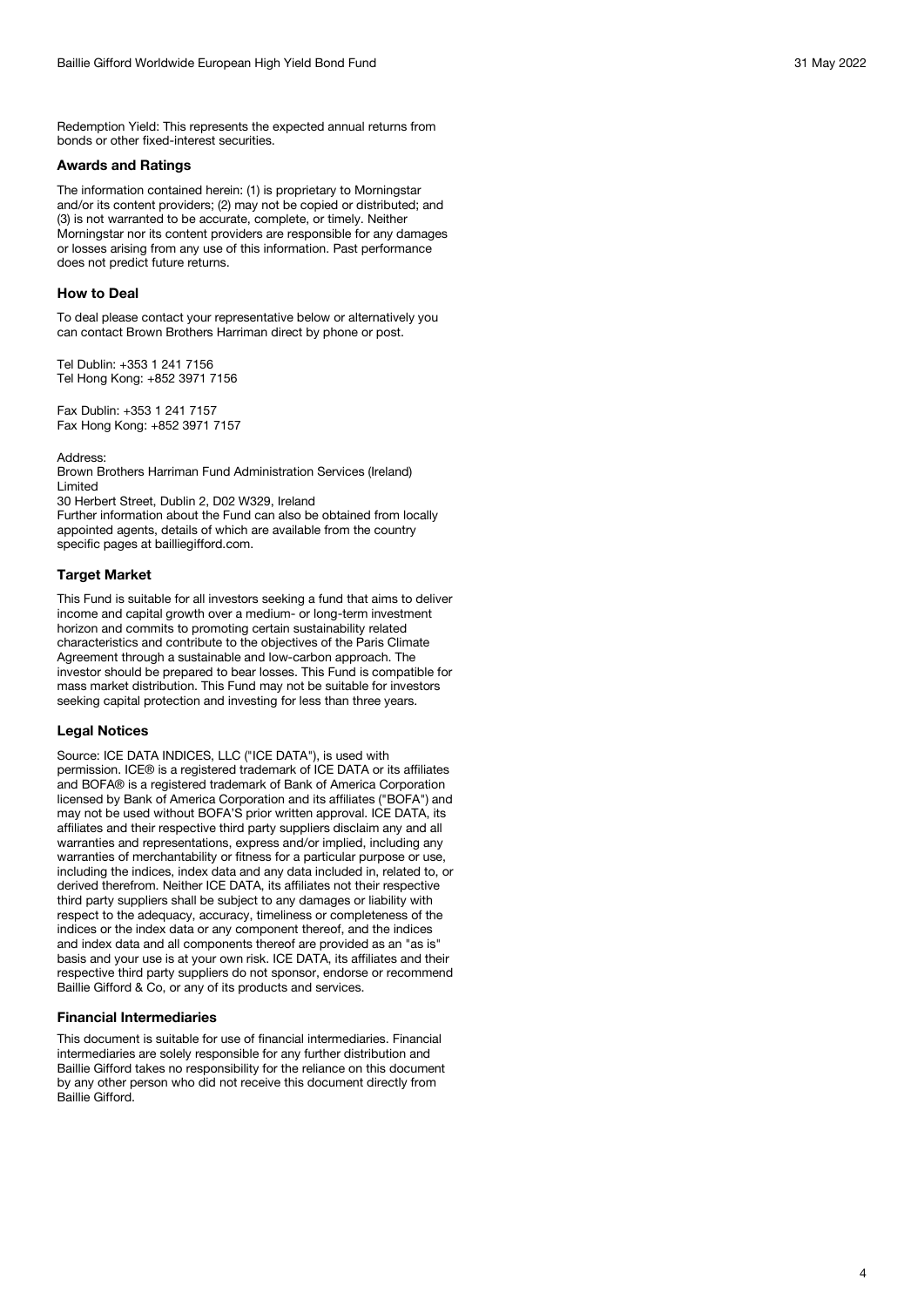Redemption Yield: This represents the expected annual returns from bonds or other fixed-interest securities.

### Awards and Ratings

The information contained herein: (1) is proprietary to Morningstar and/or its content providers; (2) may not be copied or distributed; and (3) is not warranted to be accurate, complete, or timely. Neither Morningstar nor its content providers are responsible for any damages or losses arising from any use of this information. Past performance does not predict future returns.

### How to Deal

To deal please contact your representative below or alternatively you can contact Brown Brothers Harriman direct by phone or post.

Tel Dublin: +353 1 241 7156
Tel Hong Kong: +852 3971 7156

Fax Dublin: +353 1 241 7157
Fax Hong Kong: +852 3971 7157

Address:
Brown Brothers Harriman Fund Administration Services (Ireland) Limited
30 Herbert Street, Dublin 2, D02 W329, Ireland
Further information about the Fund can also be obtained from locally appointed agents, details of which are available from the country specific pages at bailliegifford.com.

### Target Market

This Fund is suitable for all investors seeking a fund that aims to deliver income and capital growth over a medium- or long-term investment horizon and commits to promoting certain sustainability related characteristics and contribute to the objectives of the Paris Climate Agreement through a sustainable and low-carbon approach. The investor should be prepared to bear losses. This Fund is compatible for mass market distribution. This Fund may not be suitable for investors seeking capital protection and investing for less than three years.

### Legal Notices

Source: ICE DATA INDICES, LLC ("ICE DATA"), is used with permission. ICE® is a registered trademark of ICE DATA or its affiliates and BOFA® is a registered trademark of Bank of America Corporation licensed by Bank of America Corporation and its affiliates ("BOFA") and may not be used without BOFA'S prior written approval. ICE DATA, its affiliates and their respective third party suppliers disclaim any and all warranties and representations, express and/or implied, including any warranties of merchantability or fitness for a particular purpose or use, including the indices, index data and any data included in, related to, or derived therefrom. Neither ICE DATA, its affiliates not their respective third party suppliers shall be subject to any damages or liability with respect to the adequacy, accuracy, timeliness or completeness of the indices or the index data or any component thereof, and the indices and index data and all components thereof are provided as an "as is" basis and your use is at your own risk. ICE DATA, its affiliates and their respective third party suppliers do not sponsor, endorse or recommend Baillie Gifford & Co, or any of its products and services.

### Financial Intermediaries

This document is suitable for use of financial intermediaries. Financial intermediaries are solely responsible for any further distribution and Baillie Gifford takes no responsibility for the reliance on this document by any other person who did not receive this document directly from Baillie Gifford.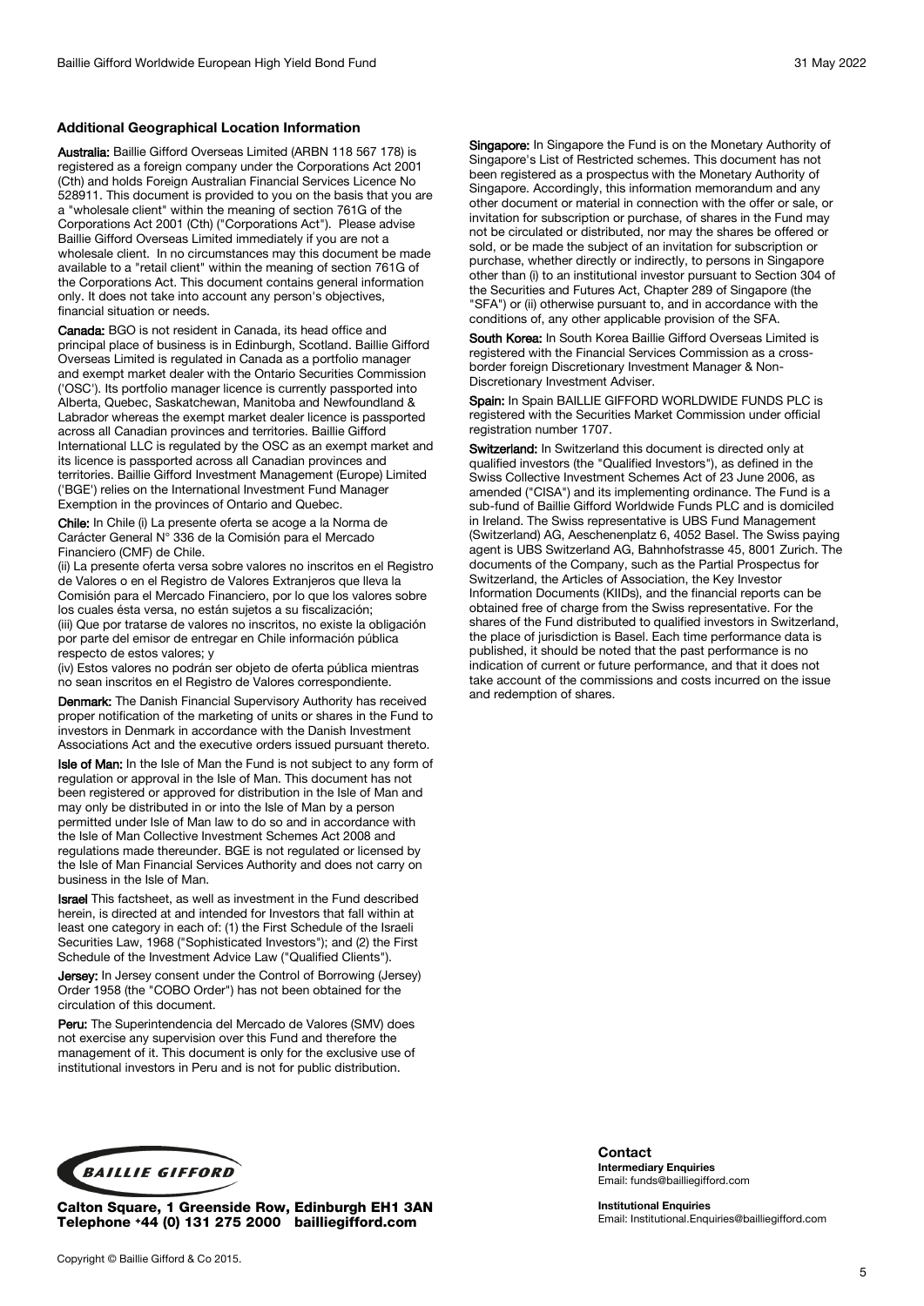### Additional Geographical Location Information

**Australia:** Baillie Gifford Overseas Limited (ARBN 118 567 178) is registered as a foreign company under the Corporations Act 2001 (Cth) and holds Foreign Australian Financial Services Licence No 528911. This document is provided to you on the basis that you are a "wholesale client" within the meaning of section 761G of the Corporations Act 2001 (Cth) ("Corporations Act"). Please advise Baillie Gifford Overseas Limited immediately if you are not a wholesale client. In no circumstances may this document be made available to a "retail client" within the meaning of section 761G of the Corporations Act. This document contains general information only. It does not take into account any person's objectives, financial situation or needs.

**Canada:** BGO is not resident in Canada, its head office and principal place of business is in Edinburgh, Scotland. Baillie Gifford Overseas Limited is regulated in Canada as a portfolio manager and exempt market dealer with the Ontario Securities Commission ('OSC'). Its portfolio manager licence is currently passported into Alberta, Quebec, Saskatchewan, Manitoba and Newfoundland & Labrador whereas the exempt market dealer licence is passported across all Canadian provinces and territories. Baillie Gifford International LLC is regulated by the OSC as an exempt market and its licence is passported across all Canadian provinces and territories. Baillie Gifford Investment Management (Europe) Limited ('BGE') relies on the International Investment Fund Manager Exemption in the provinces of Ontario and Quebec.

**Chile:** In Chile (i) La presente oferta se acoge a la Norma de Carácter General N° 336 de la Comisión para el Mercado Financiero (CMF) de Chile.
(ii) La presente oferta versa sobre valores no inscritos en el Registro de Valores o en el Registro de Valores Extranjeros que lleva la Comisión para el Mercado Financiero, por lo que los valores sobre los cuales ésta versa, no están sujetos a su fiscalización;
(iii) Que por tratarse de valores no inscritos, no existe la obligación por parte del emisor de entregar en Chile información pública respecto de estos valores; y
(iv) Estos valores no podrán ser objeto de oferta pública mientras no sean inscritos en el Registro de Valores correspondiente.

**Denmark:** The Danish Financial Supervisory Authority has received proper notification of the marketing of units or shares in the Fund to investors in Denmark in accordance with the Danish Investment Associations Act and the executive orders issued pursuant thereto.

**Isle of Man:** In the Isle of Man the Fund is not subject to any form of regulation or approval in the Isle of Man. This document has not been registered or approved for distribution in the Isle of Man and may only be distributed in or into the Isle of Man by a person permitted under Isle of Man law to do so and in accordance with the Isle of Man Collective Investment Schemes Act 2008 and regulations made thereunder. BGE is not regulated or licensed by the Isle of Man Financial Services Authority and does not carry on business in the Isle of Man.

**Israel** This factsheet, as well as investment in the Fund described herein, is directed at and intended for Investors that fall within at least one category in each of: (1) the First Schedule of the Israeli Securities Law, 1968 ("Sophisticated Investors"); and (2) the First Schedule of the Investment Advice Law ("Qualified Clients").

**Jersey:** In Jersey consent under the Control of Borrowing (Jersey) Order 1958 (the "COBO Order") has not been obtained for the circulation of this document.

**Peru:** The Superintendencia del Mercado de Valores (SMV) does not exercise any supervision over this Fund and therefore the management of it. This document is only for the exclusive use of institutional investors in Peru and is not for public distribution.

**Singapore:** In Singapore the Fund is on the Monetary Authority of Singapore's List of Restricted schemes. This document has not been registered as a prospectus with the Monetary Authority of Singapore. Accordingly, this information memorandum and any other document or material in connection with the offer or sale, or invitation for subscription or purchase, of shares in the Fund may not be circulated or distributed, nor may the shares be offered or sold, or be made the subject of an invitation for subscription or purchase, whether directly or indirectly, to persons in Singapore other than (i) to an institutional investor pursuant to Section 304 of the Securities and Futures Act, Chapter 289 of Singapore (the "SFA") or (ii) otherwise pursuant to, and in accordance with the conditions of, any other applicable provision of the SFA.

**South Korea:** In South Korea Baillie Gifford Overseas Limited is registered with the Financial Services Commission as a cross-border foreign Discretionary Investment Manager & Non-Discretionary Investment Adviser.

**Spain:** In Spain BAILLIE GIFFORD WORLDWIDE FUNDS PLC is registered with the Securities Market Commission under official registration number 1707.

**Switzerland:** In Switzerland this document is directed only at qualified investors (the "Qualified Investors"), as defined in the Swiss Collective Investment Schemes Act of 23 June 2006, as amended ("CISA") and its implementing ordinance. The Fund is a sub-fund of Baillie Gifford Worldwide Funds PLC and is domiciled in Ireland. The Swiss representative is UBS Fund Management (Switzerland) AG, Aeschenenplatz 6, 4052 Basel. The Swiss paying agent is UBS Switzerland AG, Bahnhofstrasse 45, 8001 Zurich. The documents of the Company, such as the Partial Prospectus for Switzerland, the Articles of Association, the Key Investor Information Documents (KIIDs), and the financial reports can be obtained free of charge from the Swiss representative. For the shares of the Fund distributed to qualified investors in Switzerland, the place of jurisdiction is Basel. Each time performance data is published, it should be noted that the past performance is no indication of current or future performance, and that it does not take account of the commissions and costs incurred on the issue and redemption of shares.

BAILLIE GIFFORD

**Calton Square, 1 Greenside Row, Edinburgh EH1 3AN**
**Telephone +44 (0) 131 275 2000 bailliegifford.com**

**Contact**

**Intermediary Enquiries**
Email: funds@bailliegifford.com

**Institutional Enquiries**
Email: Institutional.Enquiries@bailliegifford.com

Copyright © Baillie Gifford & Co 2015.